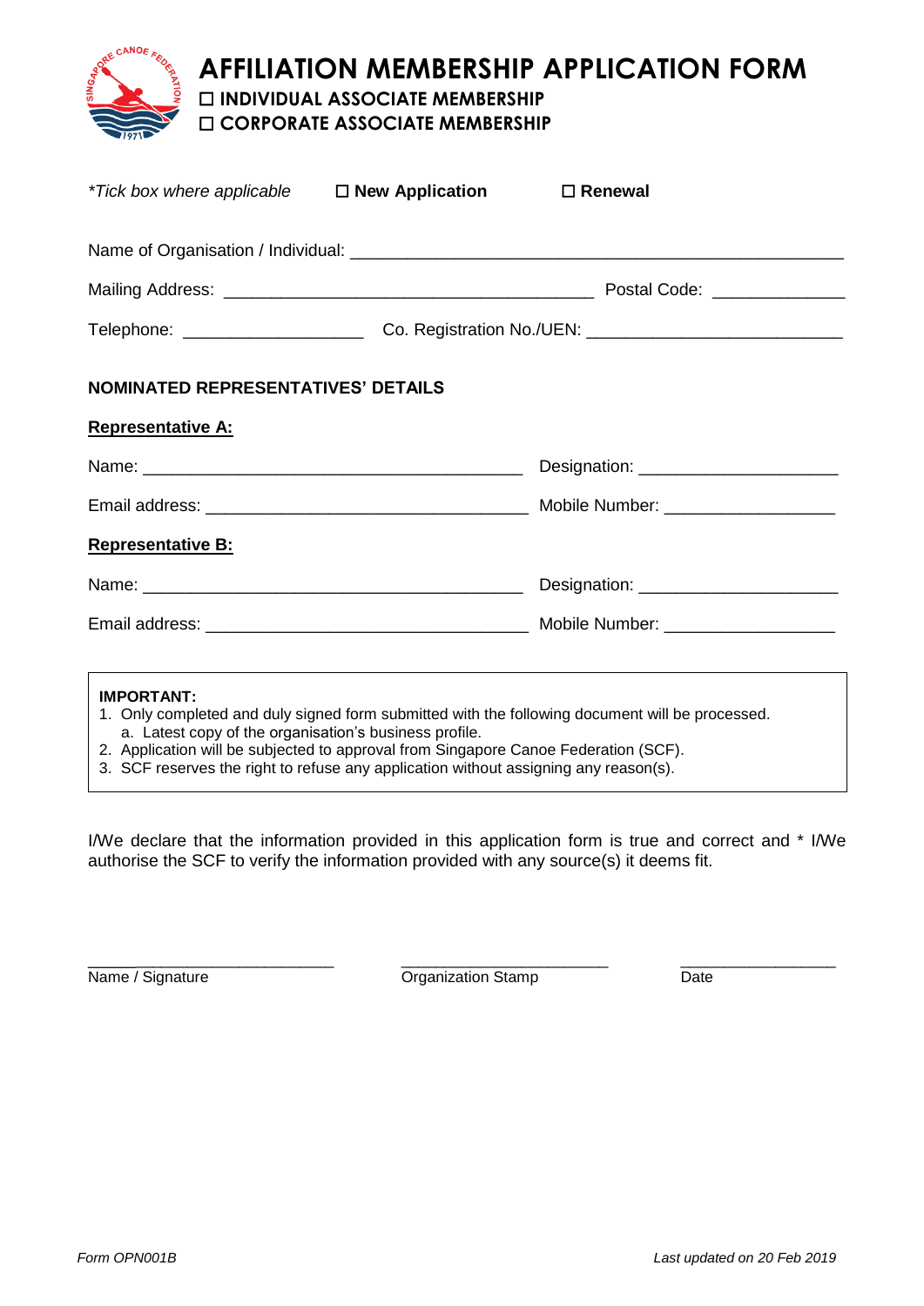# AFFILIATION MEMBERSHIP APPLICATION FORM

☐ **INDIVIDUAL ASSOCIATE MEMBERSHIP**

☐ **CORPORATE ASSOCIATE MEMBERSHIP**

*\*Tick box where applicable* ☐ **New Application** ☐ **Renewal**

Name of Organisation / Individual: ___________________________________________________

Mailing Address: ______________________________________ Postal Code: _____________

Telephone: __________________ Co. Registration No./UEN: __________________________

**NOMINATED REPRESENTATIVES' DETAILS**

**Representative A:**

Name: _______________________________________ Designation: ____________________

Email address: __________________________________ Mobile Number: _________________

**Representative B:**

Name: _______________________________________ Designation: ____________________

Email address: __________________________________ Mobile Number: _________________

> **IMPORTANT:**
> 1. Only completed and duly signed form submitted with the following document will be processed.
>    a. Latest copy of the organisation's business profile.
> 2. Application will be subjected to approval from Singapore Canoe Federation (SCF).
> 3. SCF reserves the right to refuse any application without assigning any reason(s).

I/We declare that the information provided in this application form is true and correct and * I/We authorise the SCF to verify the information provided with any source(s) it deems fit.

___________________________ ______________________ ________________

Name / Signature Organization Stamp Date

*Form OPN001B* *Last updated on 20 Feb 2019*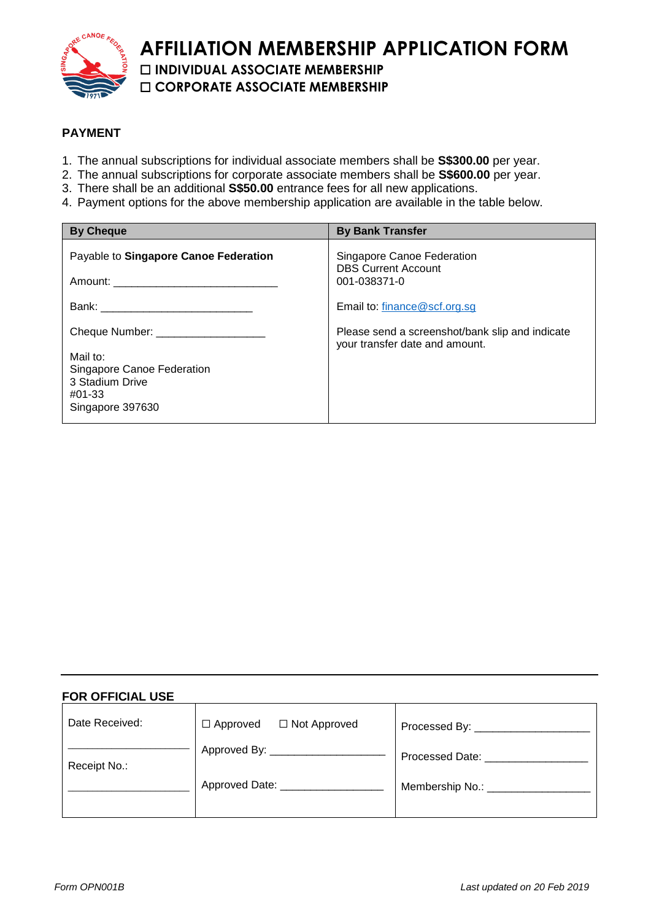# AFFILIATION MEMBERSHIP APPLICATION FORM

☐ **INDIVIDUAL ASSOCIATE MEMBERSHIP**
☐ **CORPORATE ASSOCIATE MEMBERSHIP**

**PAYMENT**

1. The annual subscriptions for individual associate members shall be **S$300.00** per year.
2. The annual subscriptions for corporate associate members shall be **S$600.00** per year.
3. There shall be an additional **S$50.00** entrance fees for all new applications.
4. Payment options for the above membership application are available in the table below.

| **By Cheque** | **By Bank Transfer** |
|---|---|
| Payable to **Singapore Canoe Federation**<br><br>Amount: ___________________________<br><br>Bank: _________________________<br><br>Cheque Number: __________________<br><br>Mail to:<br>Singapore Canoe Federation<br>3 Stadium Drive<br>#01-33<br>Singapore 397630 | Singapore Canoe Federation<br>DBS Current Account<br>001-038371-0<br><br>Email to: finance@scf.org.sg<br><br>Please send a screenshot/bank slip and indicate your transfer date and amount. |

**FOR OFFICIAL USE**

| | | |
|---|---|---|
| Date Received:<br>___________________<br>Receipt No.:<br>___________________ | ☐ Approved ☐ Not Approved<br><br>Approved By: ___________________<br><br>Approved Date: _________________ | Processed By: ___________________<br><br>Processed Date: _________________<br><br>Membership No.: _________________ |

*Form OPN001B*

*Last updated on 20 Feb 2019*